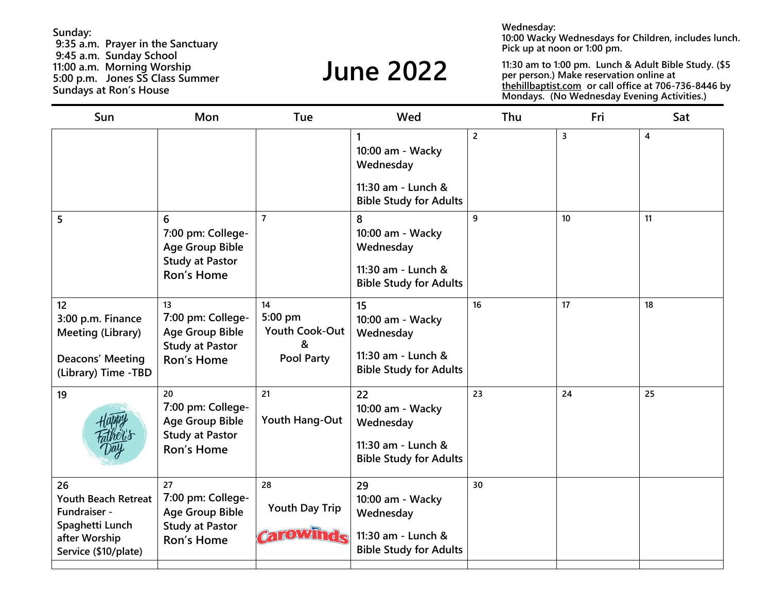**Sunday:**
**9:35 a.m. Prayer in the Sanctuary**
**9:45 a.m. Sunday School**
**11:00 a.m. Morning Worship**
**5:00 p.m. Jones SS Class Summer Sundays at Ron's House**

# June 2022

**Wednesday:**
**10:00 Wacky Wednesdays for Children, includes lunch. Pick up at noon or 1:00 pm.**

**11:30 am to 1:00 pm. Lunch & Adult Bible Study. ($5 per person.) Make reservation online at thehillbaptist.com or call office at 706-736-8446 by Mondays. (No Wednesday Evening Activities.)**

| Sun | Mon | Tue | Wed | Thu | Fri | Sat |
|---|---|---|---|---|---|---|
| | | | 1<br>10:00 am - Wacky Wednesday<br>11:30 am - Lunch & Bible Study for Adults | 2 | 3 | 4 |
| 5 | 6<br>7:00 pm: College-Age Group Bible Study at Pastor Ron's Home | 7 | 8<br>10:00 am - Wacky Wednesday<br>11:30 am - Lunch & Bible Study for Adults | 9 | 10 | 11 |
| 12<br>3:00 p.m. Finance Meeting (Library)<br>Deacons' Meeting (Library) Time -TBD | 13<br>7:00 pm: College-Age Group Bible Study at Pastor Ron's Home | 14<br>5:00 pm<br>Youth Cook-Out & Pool Party | 15<br>10:00 am - Wacky Wednesday<br>11:30 am - Lunch & Bible Study for Adults | 16 | 17 | 18 |
| 19<br>Happy Father's Day | 20<br>7:00 pm: College-Age Group Bible Study at Pastor Ron's Home | 21<br>Youth Hang-Out | 22<br>10:00 am - Wacky Wednesday<br>11:30 am - Lunch & Bible Study for Adults | 23 | 24 | 25 |
| 26<br>Youth Beach Retreat Fundraiser - Spaghetti Lunch after Worship Service ($10/plate) | 27<br>7:00 pm: College-Age Group Bible Study at Pastor Ron's Home | 28<br>Youth Day Trip<br>Carowinds | 29<br>10:00 am - Wacky Wednesday<br>11:30 am - Lunch & Bible Study for Adults | 30 | | |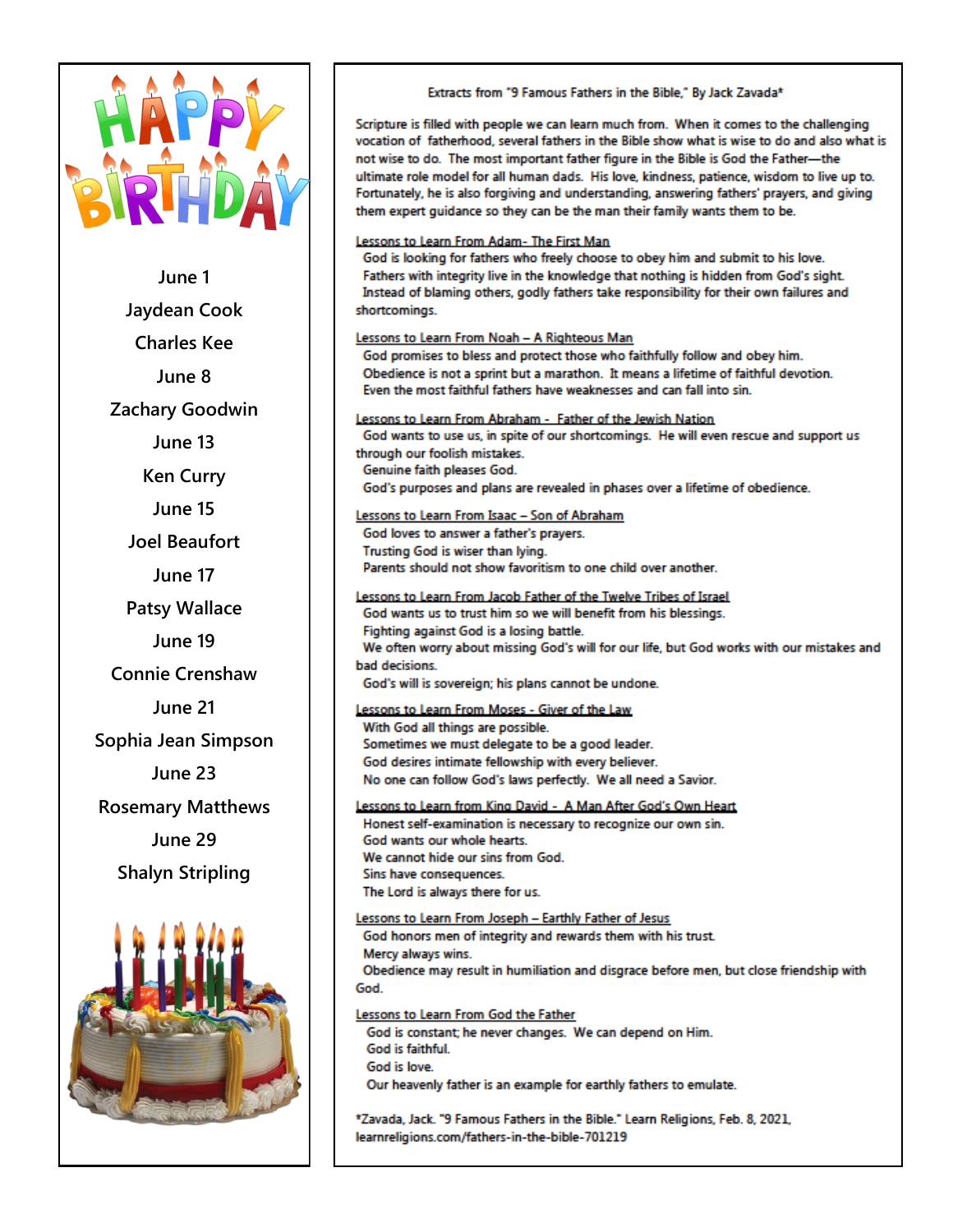# HAPPY BIRTHDAY

June 1

Jaydean Cook

Charles Kee

June 8

Zachary Goodwin

June 13

Ken Curry

June 15

Joel Beaufort

June 17

Patsy Wallace

June 19

Connie Crenshaw

June 21

Sophia Jean Simpson

June 23

Rosemary Matthews

June 29

Shalyn Stripling

Extracts from "9 Famous Fathers in the Bible," By Jack Zavada*

Scripture is filled with people we can learn much from. When it comes to the challenging vocation of fatherhood, several fathers in the Bible show what is wise to do and also what is not wise to do. The most important father figure in the Bible is God the Father—the ultimate role model for all human dads. His love, kindness, patience, wisdom to live up to. Fortunately, he is also forgiving and understanding, answering fathers' prayers, and giving them expert guidance so they can be the man their family wants them to be.

<u>Lessons to Learn From Adam- The First Man</u>
God is looking for fathers who freely choose to obey him and submit to his love.
Fathers with integrity live in the knowledge that nothing is hidden from God's sight.
Instead of blaming others, godly fathers take responsibility for their own failures and shortcomings.

<u>Lessons to Learn From Noah – A Righteous Man</u>
God promises to bless and protect those who faithfully follow and obey him.
Obedience is not a sprint but a marathon. It means a lifetime of faithful devotion.
Even the most faithful fathers have weaknesses and can fall into sin.

<u>Lessons to Learn From Abraham - Father of the Jewish Nation</u>
God wants to use us, in spite of our shortcomings. He will even rescue and support us through our foolish mistakes.
Genuine faith pleases God.
God's purposes and plans are revealed in phases over a lifetime of obedience.

<u>Lessons to Learn From Isaac – Son of Abraham</u>
God loves to answer a father's prayers.
Trusting God is wiser than lying.
Parents should not show favoritism to one child over another.

<u>Lessons to Learn From Jacob Father of the Twelve Tribes of Israel</u>
God wants us to trust him so we will benefit from his blessings.
Fighting against God is a losing battle.
We often worry about missing God's will for our life, but God works with our mistakes and bad decisions.
God's will is sovereign; his plans cannot be undone.

<u>Lessons to Learn From Moses - Giver of the Law</u>
With God all things are possible.
Sometimes we must delegate to be a good leader.
God desires intimate fellowship with every believer.
No one can follow God's laws perfectly. We all need a Savior.

<u>Lessons to Learn from King David - A Man After God's Own Heart</u>
Honest self-examination is necessary to recognize our own sin.
God wants our whole hearts.
We cannot hide our sins from God.
Sins have consequences.
The Lord is always there for us.

<u>Lessons to Learn From Joseph – Earthly Father of Jesus</u>
God honors men of integrity and rewards them with his trust.
Mercy always wins.
Obedience may result in humiliation and disgrace before men, but close friendship with God.

<u>Lessons to Learn From God the Father</u>
God is constant; he never changes. We can depend on Him.
God is faithful.
God is love.
Our heavenly father is an example for earthly fathers to emulate.

*Zavada, Jack. "9 Famous Fathers in the Bible." Learn Religions, Feb. 8, 2021, learnreligions.com/fathers-in-the-bible-701219